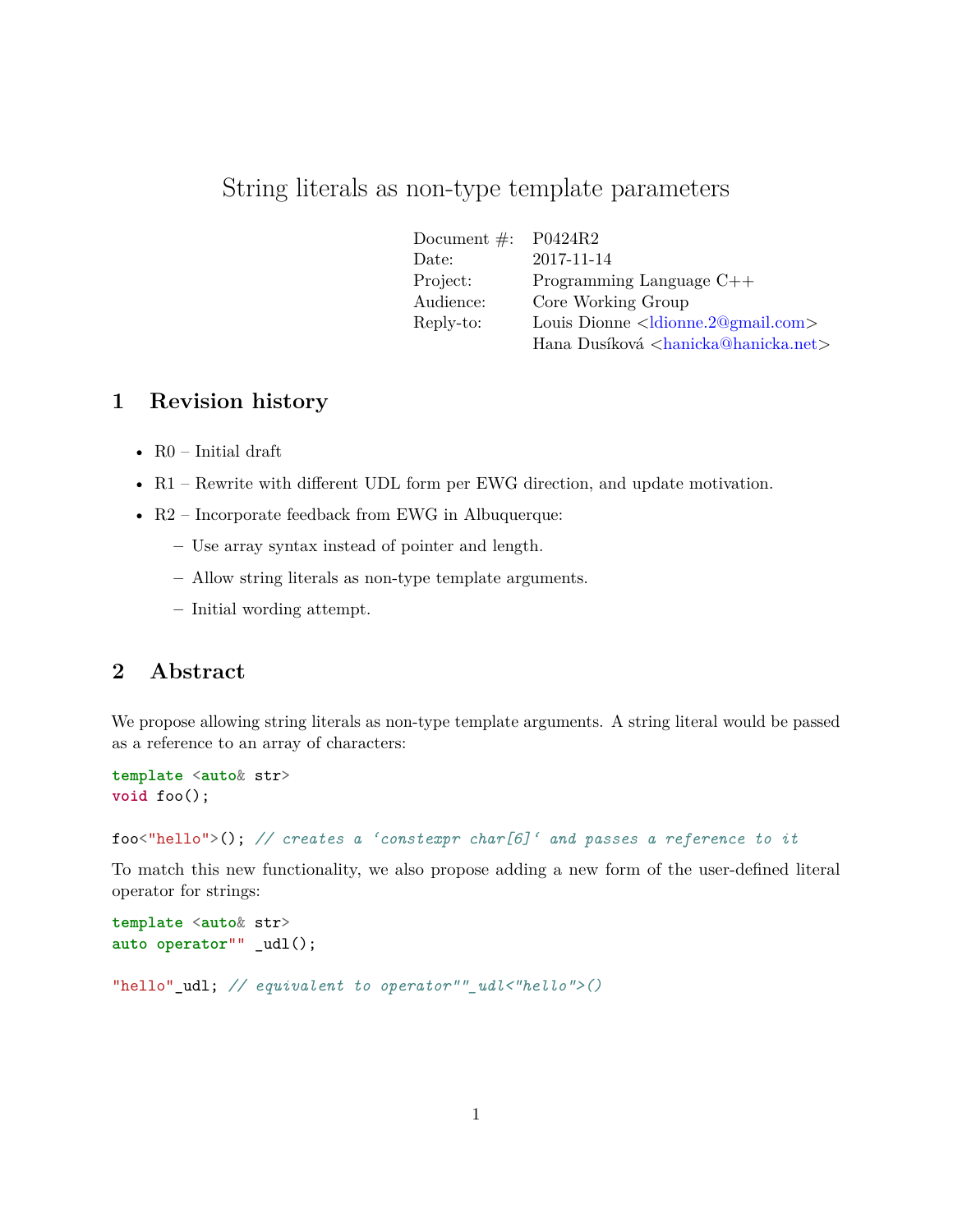# String literals as non-type template parameters

| | |
|---|---|
| Document #: | P0424R2 |
| Date: | 2017-11-14 |
| Project: | Programming Language C++ |
| Audience: | Core Working Group |
| Reply-to: | Louis Dionne <ldionne.2@gmail.com> |
| | Hana Dusíková <hanicka@hanicka.net> |

## 1 Revision history

- R0 – Initial draft
- R1 – Rewrite with different UDL form per EWG direction, and update motivation.
- R2 – Incorporate feedback from EWG in Albuquerque:
  - Use array syntax instead of pointer and length.
  - Allow string literals as non-type template arguments.
  - Initial wording attempt.

## 2 Abstract

We propose allowing string literals as non-type template arguments. A string literal would be passed as a reference to an array of characters:

```
template <auto& str>
void foo();

foo<"hello">(); // creates a 'constexpr char[6]' and passes a reference to it
```

To match this new functionality, we also propose adding a new form of the user-defined literal operator for strings:

```
template <auto& str>
auto operator"" _udl();

"hello"_udl; // equivalent to operator""_udl<"hello">()
```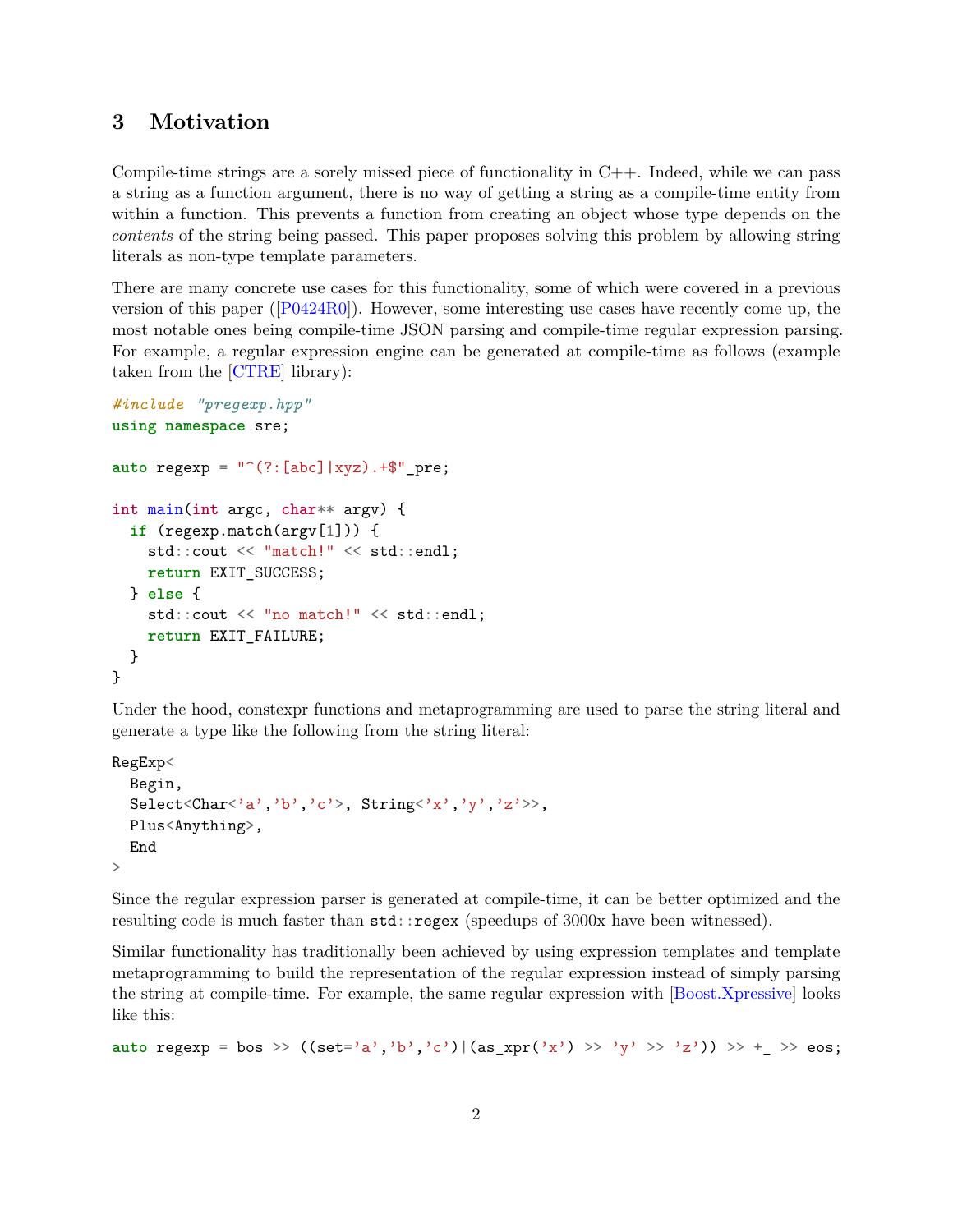## 3 Motivation

Compile-time strings are a sorely missed piece of functionality in C++. Indeed, while we can pass a string as a function argument, there is no way of getting a string as a compile-time entity from within a function. This prevents a function from creating an object whose type depends on the *contents* of the string being passed. This paper proposes solving this problem by allowing string literals as non-type template parameters.

There are many concrete use cases for this functionality, some of which were covered in a previous version of this paper ([P0424R0]). However, some interesting use cases have recently come up, the most notable ones being compile-time JSON parsing and compile-time regular expression parsing. For example, a regular expression engine can be generated at compile-time as follows (example taken from the [CTRE] library):

```
#include "pregexp.hpp"
using namespace sre;

auto regexp = "^(?:[abc]|xyz).+$"_pre;

int main(int argc, char** argv) {
  if (regexp.match(argv[1])) {
    std::cout << "match!" << std::endl;
    return EXIT_SUCCESS;
  } else {
    std::cout << "no match!" << std::endl;
    return EXIT_FAILURE;
  }
}
```

Under the hood, constexpr functions and metaprogramming are used to parse the string literal and generate a type like the following from the string literal:

```
RegExp<
  Begin,
  Select<Char<'a','b','c'>, String<'x','y','z'>>,
  Plus<Anything>,
  End
>
```

Since the regular expression parser is generated at compile-time, it can be better optimized and the resulting code is much faster than `std::regex` (speedups of 3000x have been witnessed).

Similar functionality has traditionally been achieved by using expression templates and template metaprogramming to build the representation of the regular expression instead of simply parsing the string at compile-time. For example, the same regular expression with [Boost.Xpressive] looks like this:

```
auto regexp = bos >> ((set='a','b','c')|(as_xpr('x') >> 'y' >> 'z')) >> +_ >> eos;
```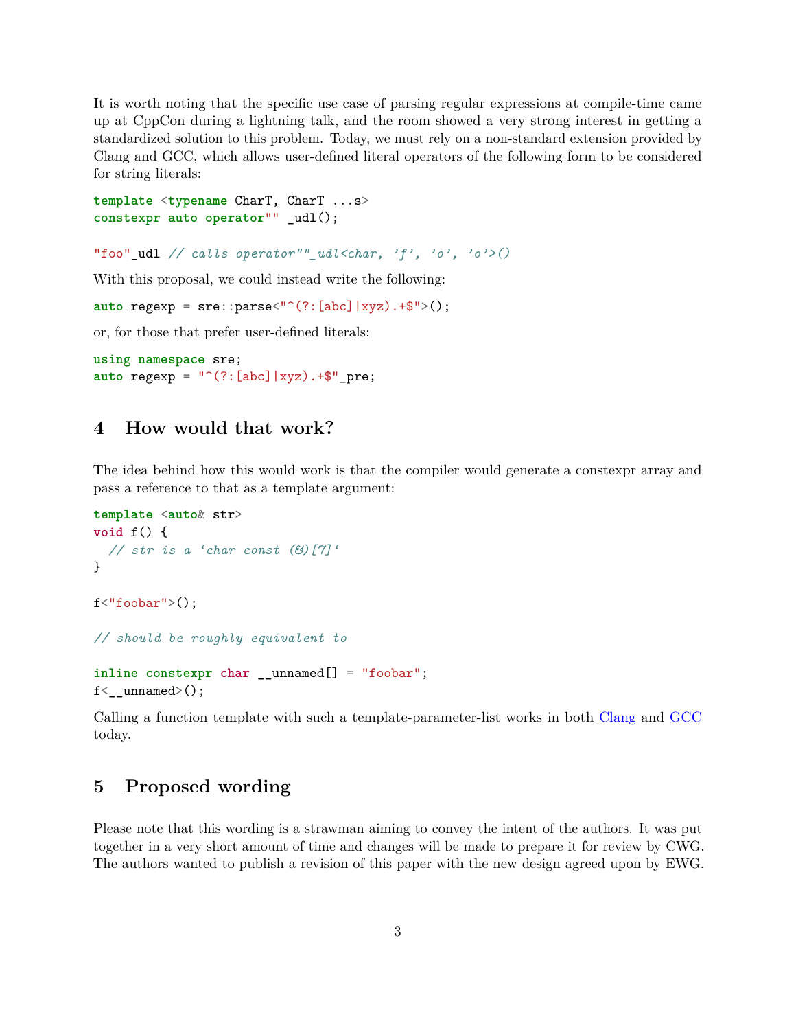It is worth noting that the specific use case of parsing regular expressions at compile-time came up at CppCon during a lightning talk, and the room showed a very strong interest in getting a standardized solution to this problem. Today, we must rely on a non-standard extension provided by Clang and GCC, which allows user-defined literal operators of the following form to be considered for string literals:

```
template <typename CharT, CharT ...s>
constexpr auto operator"" _udl();

"foo"_udl // calls operator""_udl<char, 'f', 'o', 'o'>()
```

With this proposal, we could instead write the following:

```
auto regexp = sre::parse<"^(?:[abc]|xyz).+$">();
```

or, for those that prefer user-defined literals:

```
using namespace sre;
auto regexp = "^(?:[abc]|xyz).+$"_pre;
```

## 4 How would that work?

The idea behind how this would work is that the compiler would generate a constexpr array and pass a reference to that as a template argument:

```
template <auto& str>
void f() {
  // str is a `char const (&)[7]`
}

f<"foobar">();

// should be roughly equivalent to

inline constexpr char __unnamed[] = "foobar";
f<__unnamed>();
```

Calling a function template with such a template-parameter-list works in both Clang and GCC today.

## 5 Proposed wording

Please note that this wording is a strawman aiming to convey the intent of the authors. It was put together in a very short amount of time and changes will be made to prepare it for review by CWG. The authors wanted to publish a revision of this paper with the new design agreed upon by EWG.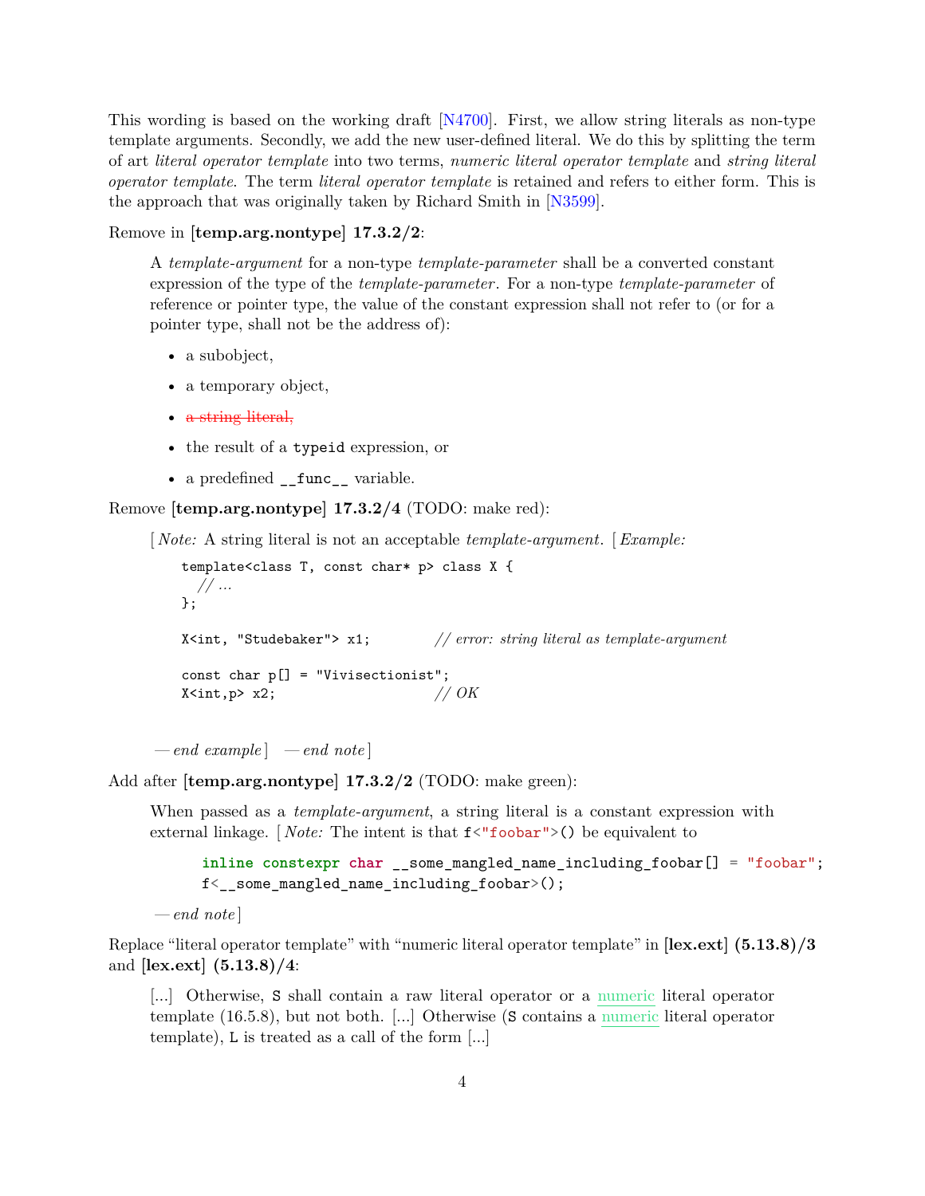This wording is based on the working draft [N4700]. First, we allow string literals as non-type template arguments. Secondly, we add the new user-defined literal. We do this by splitting the term of art *literal operator template* into two terms, *numeric literal operator template* and *string literal operator template*. The term *literal operator template* is retained and refers to either form. This is the approach that was originally taken by Richard Smith in [N3599].

Remove in **[temp.arg.nontype] 17.3.2/2**:

> A *template-argument* for a non-type *template-parameter* shall be a converted constant expression of the type of the *template-parameter*. For a non-type *template-parameter* of reference or pointer type, the value of the constant expression shall not refer to (or for a pointer type, shall not be the address of):
>
> - a subobject,
> - a temporary object,
> - ~~a string literal,~~
> - the result of a `typeid` expression, or
> - a predefined `__func__` variable.

Remove **[temp.arg.nontype] 17.3.2/4** (TODO: make red):

> [ *Note:* A string literal is not an acceptable *template-argument*. [ *Example:*
>
> ```
> template<class T, const char* p> class X {
>   // ...
> };
>
> X<int, "Studebaker"> x1;          // error: string literal as template-argument
>
> const char p[] = "Vivisectionist";
> X<int,p> x2;                      // OK
> ```
>
> — *end example* ] — *end note* ]

Add after **[temp.arg.nontype] 17.3.2/2** (TODO: make green):

> When passed as a *template-argument*, a string literal is a constant expression with external linkage. [ *Note:* The intent is that `f<"foobar">()` be equivalent to
>
> ```
> inline constexpr char __some_mangled_name_including_foobar[] = "foobar";
> f<__some_mangled_name_including_foobar>();
> ```
>
> — *end note* ]

Replace "literal operator template" with "numeric literal operator template" in **[lex.ext] (5.13.8)/3** and **[lex.ext] (5.13.8)/4**:

> [...] Otherwise, `S` shall contain a raw literal operator or a <ins>numeric</ins> literal operator template (16.5.8), but not both. [...] Otherwise (`S` contains a <ins>numeric</ins> literal operator template), `L` is treated as a call of the form [...]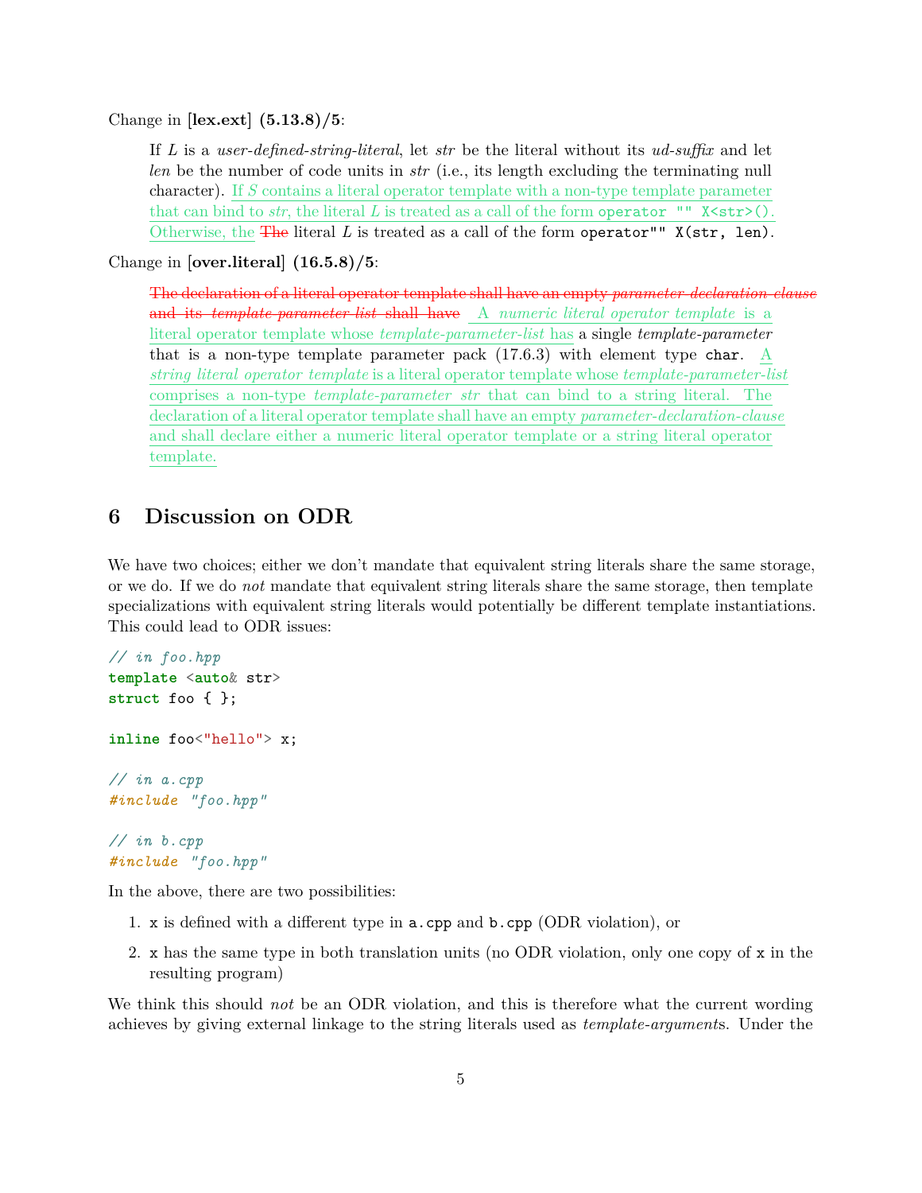Change in **[lex.ext] (5.13.8)/5**:

> If *L* is a *user-defined-string-literal*, let *str* be the literal without its *ud-suffix* and let *len* be the number of code units in *str* (i.e., its length excluding the terminating null character). <ins>If *S* contains a literal operator template with a non-type template parameter that can bind to *str*, the literal *L* is treated as a call of the form `operator "" X<str>()`. Otherwise, the</ins> ~~The~~ literal *L* is treated as a call of the form `operator"" X(str, len)`.

Change in **[over.literal] (16.5.8)/5**:

> ~~The declaration of a literal operator template shall have an empty *parameter-declaration-clause* and its *template-parameter-list* shall have~~ <ins>A *numeric literal operator template* is a literal operator template whose *template-parameter-list* has</ins> a single *template-parameter* that is a non-type template parameter pack (17.6.3) with element type `char`. <ins>A *string literal operator template* is a literal operator template whose *template-parameter-list* comprises a non-type *template-parameter* *str* that can bind to a string literal. The declaration of a literal operator template shall have an empty *parameter-declaration-clause* and shall declare either a numeric literal operator template or a string literal operator template.</ins>

## 6 Discussion on ODR

We have two choices; either we don't mandate that equivalent string literals share the same storage, or we do. If we do *not* mandate that equivalent string literals share the same storage, then template specializations with equivalent string literals would potentially be different template instantiations. This could lead to ODR issues:

```
// in foo.hpp
template <auto& str>
struct foo { };

inline foo<"hello"> x;

// in a.cpp
#include "foo.hpp"

// in b.cpp
#include "foo.hpp"
```

In the above, there are two possibilities:

1. `x` is defined with a different type in `a.cpp` and `b.cpp` (ODR violation), or
2. `x` has the same type in both translation units (no ODR violation, only one copy of `x` in the resulting program)

We think this should *not* be an ODR violation, and this is therefore what the current wording achieves by giving external linkage to the string literals used as *template-argument*s. Under the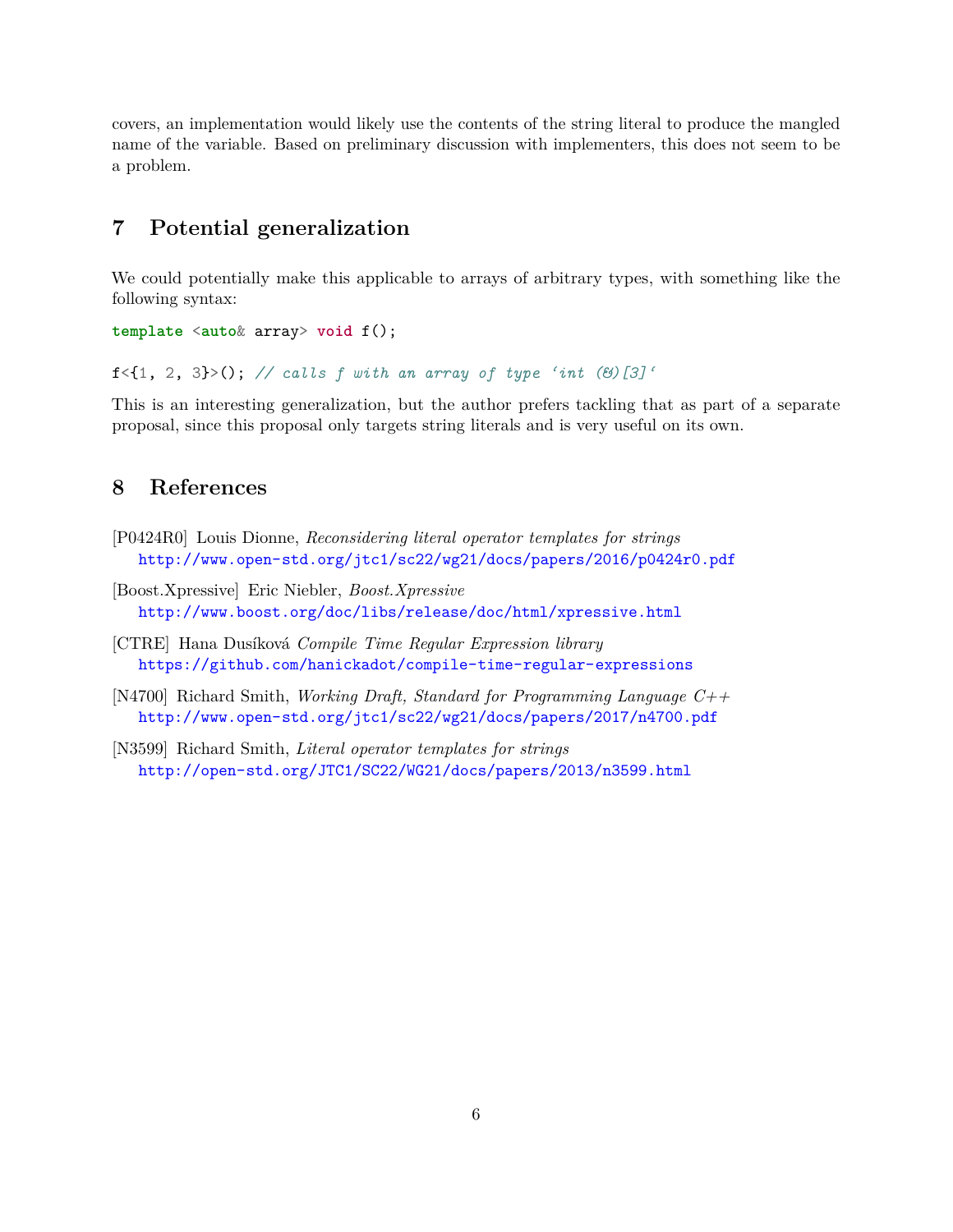covers, an implementation would likely use the contents of the string literal to produce the mangled name of the variable. Based on preliminary discussion with implementers, this does not seem to be a problem.

## 7 Potential generalization

We could potentially make this applicable to arrays of arbitrary types, with something like the following syntax:

```
template <auto& array> void f();

f<{1, 2, 3}>(); // calls f with an array of type 'int (&)[3]'
```

This is an interesting generalization, but the author prefers tackling that as part of a separate proposal, since this proposal only targets string literals and is very useful on its own.

## 8 References

[P0424R0] Louis Dionne, *Reconsidering literal operator templates for strings*
http://www.open-std.org/jtc1/sc22/wg21/docs/papers/2016/p0424r0.pdf

[Boost.Xpressive] Eric Niebler, *Boost.Xpressive*
http://www.boost.org/doc/libs/release/doc/html/xpressive.html

[CTRE] Hana Dusíková *Compile Time Regular Expression library*
https://github.com/hanickadot/compile-time-regular-expressions

[N4700] Richard Smith, *Working Draft, Standard for Programming Language C++*
http://www.open-std.org/jtc1/sc22/wg21/docs/papers/2017/n4700.pdf

[N3599] Richard Smith, *Literal operator templates for strings*
http://open-std.org/JTC1/SC22/WG21/docs/papers/2013/n3599.html